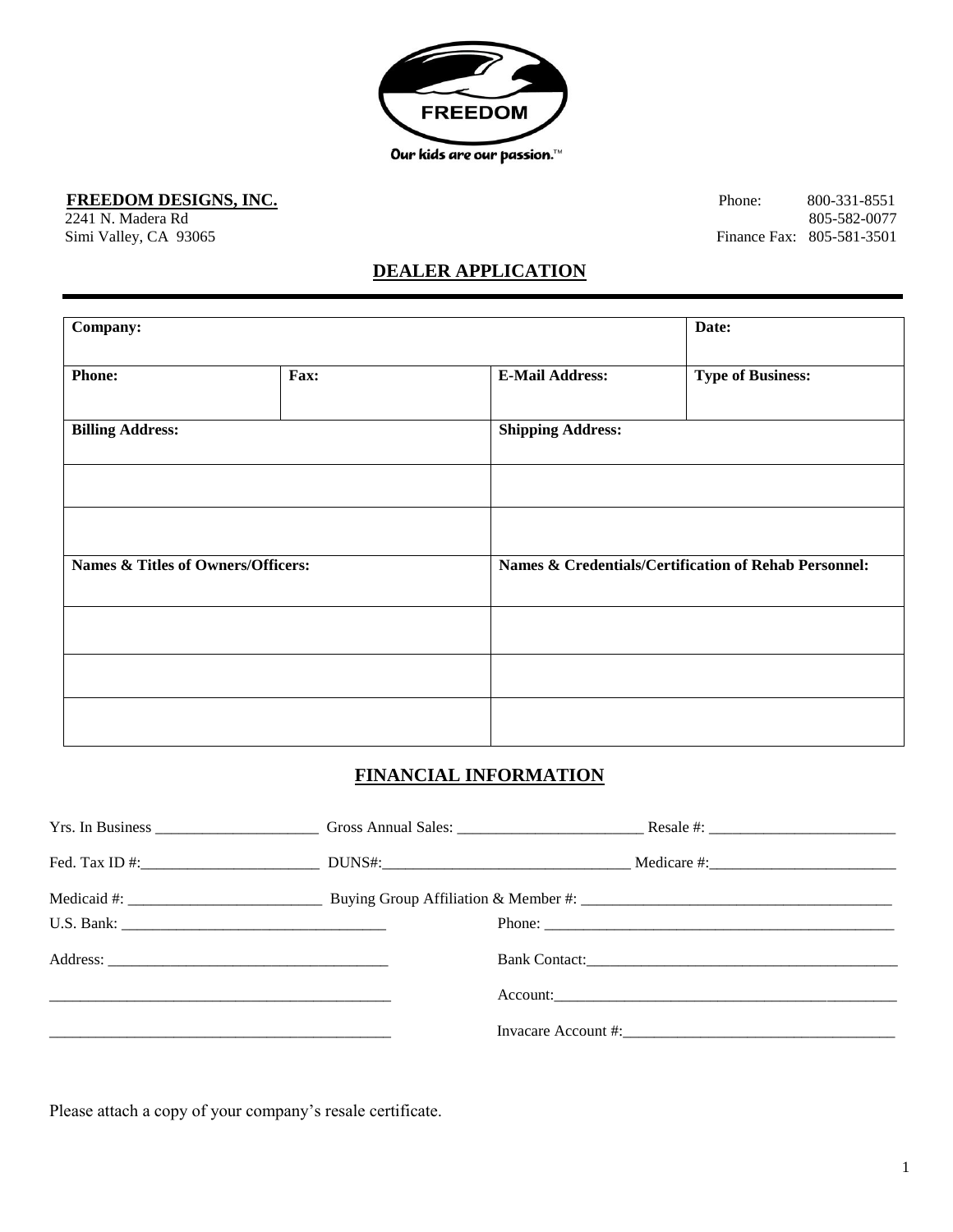FREEDOM

Our kids are our passion.™

**FREEDOM DESIGNS, INC.**
2241 N. Madera Rd
Simi Valley, CA 93065

Phone: 800-331-8551
805-582-0077
Finance Fax: 805-581-3501

## DEALER APPLICATION

| **Company:** | | | **Date:** |
|---|---|---|---|
| **Phone:** | **Fax:** | **E-Mail Address:** | **Type of Business:** |
| **Billing Address:** | | **Shipping Address:** | |
| | | | |
| | | | |
| **Names & Titles of Owners/Officers:** | | **Names & Credentials/Certification of Rehab Personnel:** | |
| | | | |
| | | | |
| | | | |

## FINANCIAL INFORMATION

Yrs. In Business ____________________ Gross Annual Sales: ________________________ Resale #: ________________________

Fed. Tax ID #:______________________ DUNS#:_______________________________ Medicare #:________________________

Medicaid #: ________________________ Buying Group Affiliation & Member #: ________________________________________

U.S. Bank: _________________________________ Phone: ______________________________________________

Address: ___________________________________ Bank Contact:_________________________________________

_____________________________________________ Account:_____________________________________________

_____________________________________________ Invacare Account #:___________________________________

Please attach a copy of your company's resale certificate.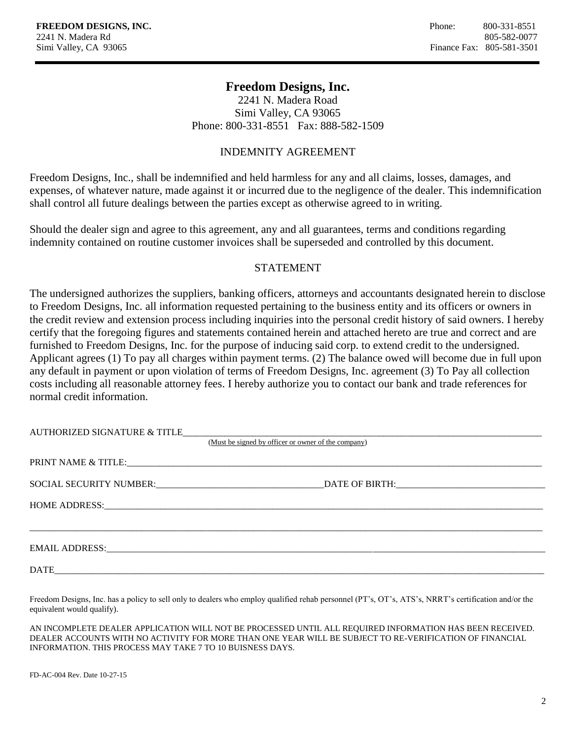**FREEDOM DESIGNS, INC.**
2241 N. Madera Rd
Simi Valley, CA 93065

Phone: 800-331-8551
805-582-0077
Finance Fax: 805-581-3501

# Freedom Designs, Inc.

2241 N. Madera Road
Simi Valley, CA 93065
Phone: 800-331-8551   Fax: 888-582-1509

## INDEMNITY AGREEMENT

Freedom Designs, Inc., shall be indemnified and held harmless for any and all claims, losses, damages, and expenses, of whatever nature, made against it or incurred due to the negligence of the dealer. This indemnification shall control all future dealings between the parties except as otherwise agreed to in writing.

Should the dealer sign and agree to this agreement, any and all guarantees, terms and conditions regarding indemnity contained on routine customer invoices shall be superseded and controlled by this document.

## STATEMENT

The undersigned authorizes the suppliers, banking officers, attorneys and accountants designated herein to disclose to Freedom Designs, Inc. all information requested pertaining to the business entity and its officers or owners in the credit review and extension process including inquiries into the personal credit history of said owners. I hereby certify that the foregoing figures and statements contained herein and attached hereto are true and correct and are furnished to Freedom Designs, Inc. for the purpose of inducing said corp. to extend credit to the undersigned. Applicant agrees (1) To pay all charges within payment terms. (2) The balance owed will become due in full upon any default in payment or upon violation of terms of Freedom Designs, Inc. agreement (3) To Pay all collection costs including all reasonable attorney fees. I hereby authorize you to contact our bank and trade references for normal credit information.

AUTHORIZED SIGNATURE & TITLE_______________________________________________
(Must be signed by officer or owner of the company)

PRINT NAME & TITLE:_______________________________________________

SOCIAL SECURITY NUMBER:___________________________ DATE OF BIRTH:___________________________

HOME ADDRESS:_______________________________________________

_______________________________________________

EMAIL ADDRESS:_______________________________________________

DATE_______________________________________________

Freedom Designs, Inc. has a policy to sell only to dealers who employ qualified rehab personnel (PT's, OT's, ATS's, NRRT's certification and/or the equivalent would qualify).

AN INCOMPLETE DEALER APPLICATION WILL NOT BE PROCESSED UNTIL ALL REQUIRED INFORMATION HAS BEEN RECEIVED. DEALER ACCOUNTS WITH NO ACTIVITY FOR MORE THAN ONE YEAR WILL BE SUBJECT TO RE-VERIFICATION OF FINANCIAL INFORMATION. THIS PROCESS MAY TAKE 7 TO 10 BUISNESS DAYS.

FD-AC-004 Rev. Date 10-27-15